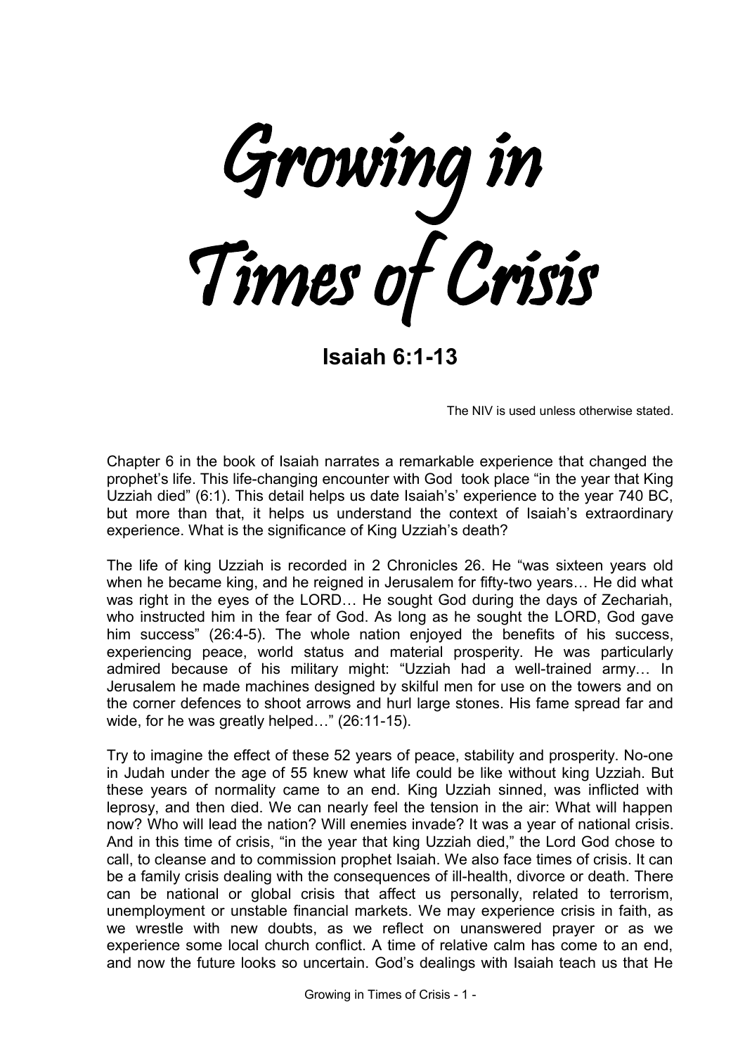# Growing in Times of Crisis

## Isaiah 6:1-13

The NIV is used unless otherwise stated.

Chapter 6 in the book of Isaiah narrates a remarkable experience that changed the prophet's life. This life-changing encounter with God took place "in the year that King Uzziah died" (6:1). This detail helps us date Isaiah's' experience to the year 740 BC, but more than that, it helps us understand the context of Isaiah's extraordinary experience. What is the significance of King Uzziah's death?

The life of king Uzziah is recorded in 2 Chronicles 26. He "was sixteen years old when he became king, and he reigned in Jerusalem for fifty-two years… He did what was right in the eyes of the LORD… He sought God during the days of Zechariah, who instructed him in the fear of God. As long as he sought the LORD, God gave him success" (26:4-5). The whole nation enjoyed the benefits of his success, experiencing peace, world status and material prosperity. He was particularly admired because of his military might: "Uzziah had a well-trained army… In Jerusalem he made machines designed by skilful men for use on the towers and on the corner defences to shoot arrows and hurl large stones. His fame spread far and wide, for he was greatly helped…" (26:11-15).

Try to imagine the effect of these 52 years of peace, stability and prosperity. No-one in Judah under the age of 55 knew what life could be like without king Uzziah. But these years of normality came to an end. King Uzziah sinned, was inflicted with leprosy, and then died. We can nearly feel the tension in the air: What will happen now? Who will lead the nation? Will enemies invade? It was a year of national crisis. And in this time of crisis, "in the year that king Uzziah died," the Lord God chose to call, to cleanse and to commission prophet Isaiah. We also face times of crisis. It can be a family crisis dealing with the consequences of ill-health, divorce or death. There can be national or global crisis that affect us personally, related to terrorism, unemployment or unstable financial markets. We may experience crisis in faith, as we wrestle with new doubts, as we reflect on unanswered prayer or as we experience some local church conflict. A time of relative calm has come to an end, and now the future looks so uncertain. God's dealings with Isaiah teach us that He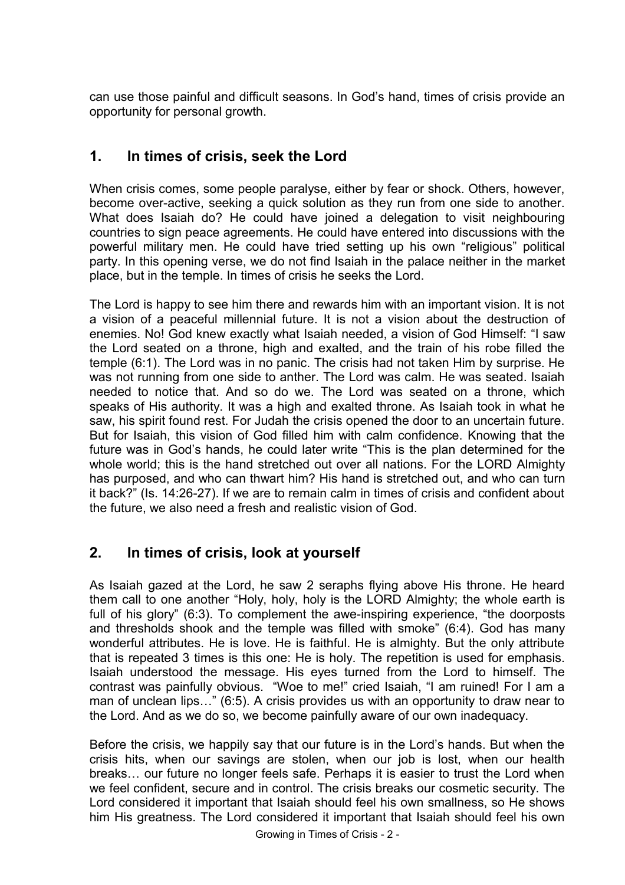can use those painful and difficult seasons. In God's hand, times of crisis provide an opportunity for personal growth.

## 1. In times of crisis, seek the Lord

When crisis comes, some people paralyse, either by fear or shock. Others, however, become over-active, seeking a quick solution as they run from one side to another. What does Isaiah do? He could have joined a delegation to visit neighbouring countries to sign peace agreements. He could have entered into discussions with the powerful military men. He could have tried setting up his own "religious" political party. In this opening verse, we do not find Isaiah in the palace neither in the market place, but in the temple. In times of crisis he seeks the Lord.

The Lord is happy to see him there and rewards him with an important vision. It is not a vision of a peaceful millennial future. It is not a vision about the destruction of enemies. No! God knew exactly what Isaiah needed, a vision of God Himself: "I saw the Lord seated on a throne, high and exalted, and the train of his robe filled the temple (6:1). The Lord was in no panic. The crisis had not taken Him by surprise. He was not running from one side to anther. The Lord was calm. He was seated. Isaiah needed to notice that. And so do we. The Lord was seated on a throne, which speaks of His authority. It was a high and exalted throne. As Isaiah took in what he saw, his spirit found rest. For Judah the crisis opened the door to an uncertain future. But for Isaiah, this vision of God filled him with calm confidence. Knowing that the future was in God's hands, he could later write "This is the plan determined for the whole world; this is the hand stretched out over all nations. For the LORD Almighty has purposed, and who can thwart him? His hand is stretched out, and who can turn it back?" (Is. 14:26-27). If we are to remain calm in times of crisis and confident about the future, we also need a fresh and realistic vision of God.

## 2. In times of crisis, look at yourself

As Isaiah gazed at the Lord, he saw 2 seraphs flying above His throne. He heard them call to one another "Holy, holy, holy is the LORD Almighty; the whole earth is full of his glory" (6:3). To complement the awe-inspiring experience, "the doorposts and thresholds shook and the temple was filled with smoke" (6:4). God has many wonderful attributes. He is love. He is faithful. He is almighty. But the only attribute that is repeated 3 times is this one: He is holy. The repetition is used for emphasis. Isaiah understood the message. His eyes turned from the Lord to himself. The contrast was painfully obvious. "Woe to me!" cried Isaiah, "I am ruined! For I am a man of unclean lips…" (6:5). A crisis provides us with an opportunity to draw near to the Lord. And as we do so, we become painfully aware of our own inadequacy.

Before the crisis, we happily say that our future is in the Lord's hands. But when the crisis hits, when our savings are stolen, when our job is lost, when our health breaks… our future no longer feels safe. Perhaps it is easier to trust the Lord when we feel confident, secure and in control. The crisis breaks our cosmetic security. The Lord considered it important that Isaiah should feel his own smallness, so He shows him His greatness. The Lord considered it important that Isaiah should feel his own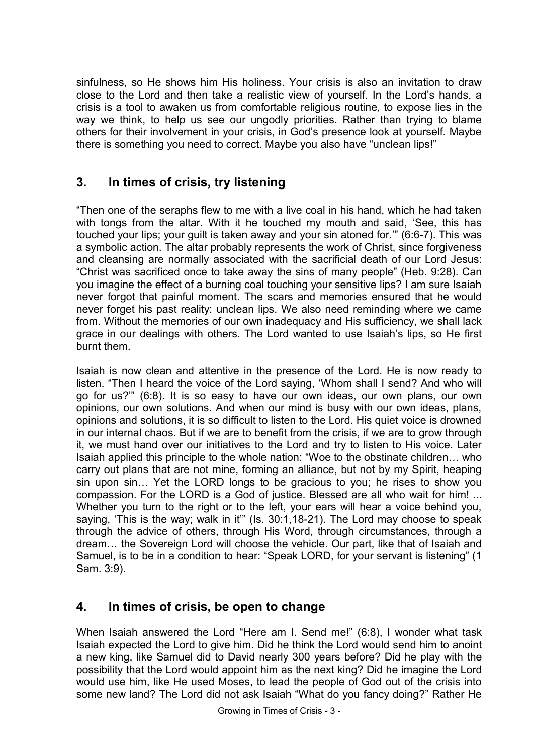sinfulness, so He shows him His holiness. Your crisis is also an invitation to draw close to the Lord and then take a realistic view of yourself. In the Lord's hands, a crisis is a tool to awaken us from comfortable religious routine, to expose lies in the way we think, to help us see our ungodly priorities. Rather than trying to blame others for their involvement in your crisis, in God's presence look at yourself. Maybe there is something you need to correct. Maybe you also have "unclean lips!"

## 3. In times of crisis, try listening

"Then one of the seraphs flew to me with a live coal in his hand, which he had taken with tongs from the altar. With it he touched my mouth and said, 'See, this has touched your lips; your guilt is taken away and your sin atoned for.'" (6:6-7). This was a symbolic action. The altar probably represents the work of Christ, since forgiveness and cleansing are normally associated with the sacrificial death of our Lord Jesus: "Christ was sacrificed once to take away the sins of many people" (Heb. 9:28). Can you imagine the effect of a burning coal touching your sensitive lips? I am sure Isaiah never forgot that painful moment. The scars and memories ensured that he would never forget his past reality: unclean lips. We also need reminding where we came from. Without the memories of our own inadequacy and His sufficiency, we shall lack grace in our dealings with others. The Lord wanted to use Isaiah's lips, so He first burnt them.

Isaiah is now clean and attentive in the presence of the Lord. He is now ready to listen. "Then I heard the voice of the Lord saying, 'Whom shall I send? And who will go for us?'" (6:8). It is so easy to have our own ideas, our own plans, our own opinions, our own solutions. And when our mind is busy with our own ideas, plans, opinions and solutions, it is so difficult to listen to the Lord. His quiet voice is drowned in our internal chaos. But if we are to benefit from the crisis, if we are to grow through it, we must hand over our initiatives to the Lord and try to listen to His voice. Later Isaiah applied this principle to the whole nation: "Woe to the obstinate children… who carry out plans that are not mine, forming an alliance, but not by my Spirit, heaping sin upon sin… Yet the LORD longs to be gracious to you; he rises to show you compassion. For the LORD is a God of justice. Blessed are all who wait for him! ... Whether you turn to the right or to the left, your ears will hear a voice behind you, saying, 'This is the way; walk in it'" (Is. 30:1,18-21). The Lord may choose to speak through the advice of others, through His Word, through circumstances, through a dream… the Sovereign Lord will choose the vehicle. Our part, like that of Isaiah and Samuel, is to be in a condition to hear: "Speak LORD, for your servant is listening" (1 Sam. 3:9).

## 4. In times of crisis, be open to change

When Isaiah answered the Lord "Here am I. Send me!" (6:8), I wonder what task Isaiah expected the Lord to give him. Did he think the Lord would send him to anoint a new king, like Samuel did to David nearly 300 years before? Did he play with the possibility that the Lord would appoint him as the next king? Did he imagine the Lord would use him, like He used Moses, to lead the people of God out of the crisis into some new land? The Lord did not ask Isaiah "What do you fancy doing?" Rather He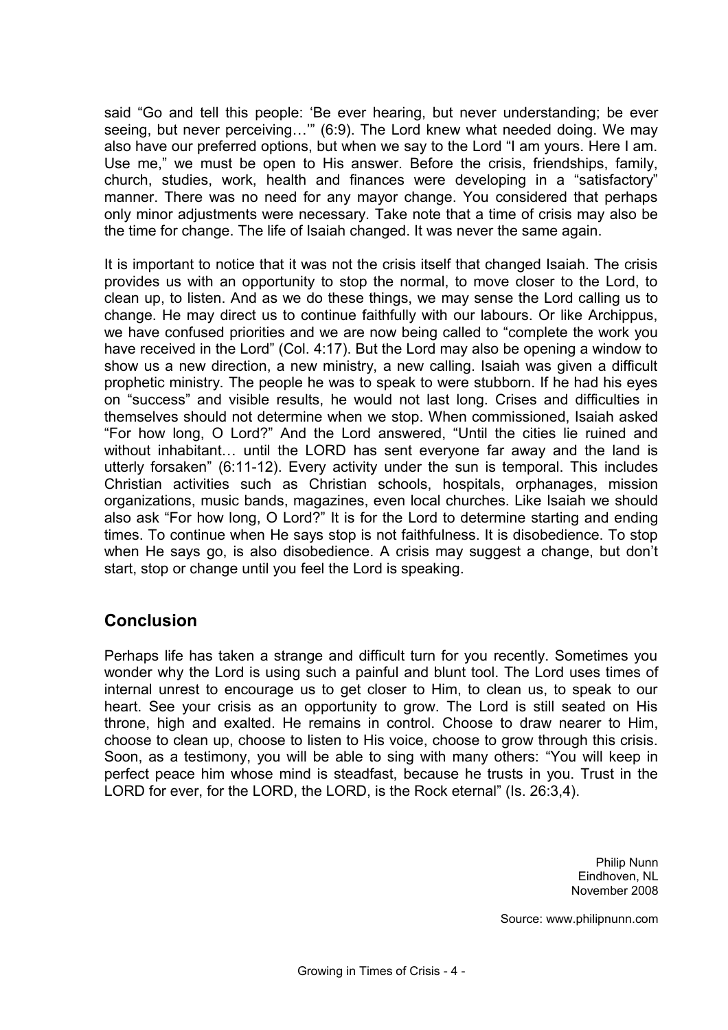said "Go and tell this people: 'Be ever hearing, but never understanding; be ever seeing, but never perceiving…'" (6:9). The Lord knew what needed doing. We may also have our preferred options, but when we say to the Lord "I am yours. Here I am. Use me," we must be open to His answer. Before the crisis, friendships, family, church, studies, work, health and finances were developing in a "satisfactory" manner. There was no need for any mayor change. You considered that perhaps only minor adjustments were necessary. Take note that a time of crisis may also be the time for change. The life of Isaiah changed. It was never the same again.

It is important to notice that it was not the crisis itself that changed Isaiah. The crisis provides us with an opportunity to stop the normal, to move closer to the Lord, to clean up, to listen. And as we do these things, we may sense the Lord calling us to change. He may direct us to continue faithfully with our labours. Or like Archippus, we have confused priorities and we are now being called to "complete the work you have received in the Lord" (Col. 4:17). But the Lord may also be opening a window to show us a new direction, a new ministry, a new calling. Isaiah was given a difficult prophetic ministry. The people he was to speak to were stubborn. If he had his eyes on "success" and visible results, he would not last long. Crises and difficulties in themselves should not determine when we stop. When commissioned, Isaiah asked "For how long, O Lord?" And the Lord answered, "Until the cities lie ruined and without inhabitant… until the LORD has sent everyone far away and the land is utterly forsaken" (6:11-12). Every activity under the sun is temporal. This includes Christian activities such as Christian schools, hospitals, orphanages, mission organizations, music bands, magazines, even local churches. Like Isaiah we should also ask "For how long, O Lord?" It is for the Lord to determine starting and ending times. To continue when He says stop is not faithfulness. It is disobedience. To stop when He says go, is also disobedience. A crisis may suggest a change, but don't start, stop or change until you feel the Lord is speaking.

## Conclusion

Perhaps life has taken a strange and difficult turn for you recently. Sometimes you wonder why the Lord is using such a painful and blunt tool. The Lord uses times of internal unrest to encourage us to get closer to Him, to clean us, to speak to our heart. See your crisis as an opportunity to grow. The Lord is still seated on His throne, high and exalted. He remains in control. Choose to draw nearer to Him, choose to clean up, choose to listen to His voice, choose to grow through this crisis. Soon, as a testimony, you will be able to sing with many others: "You will keep in perfect peace him whose mind is steadfast, because he trusts in you. Trust in the LORD for ever, for the LORD, the LORD, is the Rock eternal" (Is. 26:3,4).

Philip Nunn
Eindhoven, NL
November 2008

Source: www.philipnunn.com